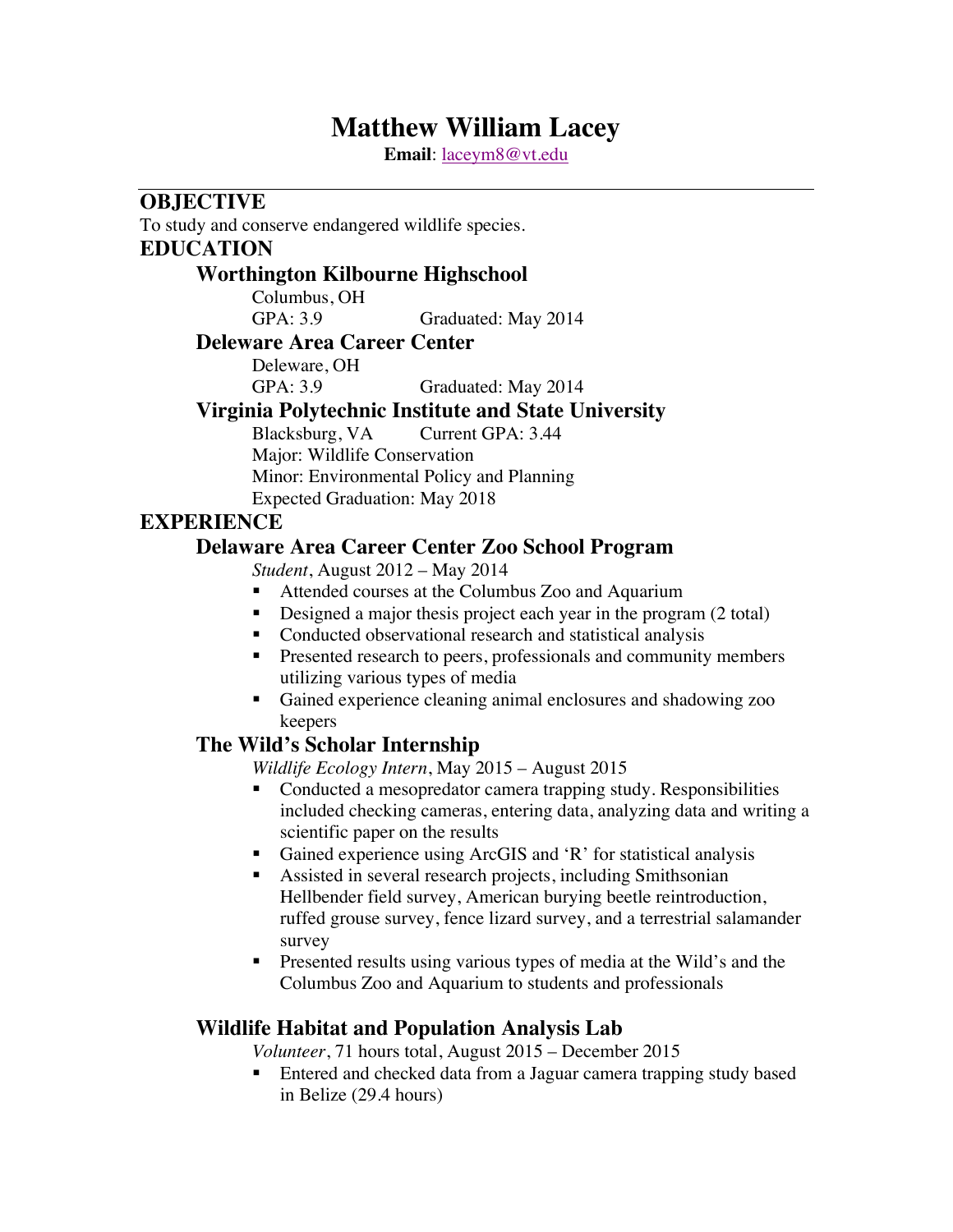# Matthew William Lacey

**Email**: laceym8@vt.edu

---

## OBJECTIVE

To study and conserve endangered wildlife species.

## EDUCATION

### Worthington Kilbourne Highschool

Columbus, OH
GPA: 3.9 Graduated: May 2014

### Deleware Area Career Center

Deleware, OH
GPA: 3.9 Graduated: May 2014

### Virginia Polytechnic Institute and State University

Blacksburg, VA Current GPA: 3.44
Major: Wildlife Conservation
Minor: Environmental Policy and Planning
Expected Graduation: May 2018

## EXPERIENCE

### Delaware Area Career Center Zoo School Program

*Student*, August 2012 – May 2014

- Attended courses at the Columbus Zoo and Aquarium
- Designed a major thesis project each year in the program (2 total)
- Conducted observational research and statistical analysis
- Presented research to peers, professionals and community members utilizing various types of media
- Gained experience cleaning animal enclosures and shadowing zoo keepers

### The Wild's Scholar Internship

*Wildlife Ecology Intern*, May 2015 – August 2015

- Conducted a mesopredator camera trapping study. Responsibilities included checking cameras, entering data, analyzing data and writing a scientific paper on the results
- Gained experience using ArcGIS and 'R' for statistical analysis
- Assisted in several research projects, including Smithsonian Hellbender field survey, American burying beetle reintroduction, ruffed grouse survey, fence lizard survey, and a terrestrial salamander survey
- Presented results using various types of media at the Wild's and the Columbus Zoo and Aquarium to students and professionals

### Wildlife Habitat and Population Analysis Lab

*Volunteer*, 71 hours total, August 2015 – December 2015

- Entered and checked data from a Jaguar camera trapping study based in Belize (29.4 hours)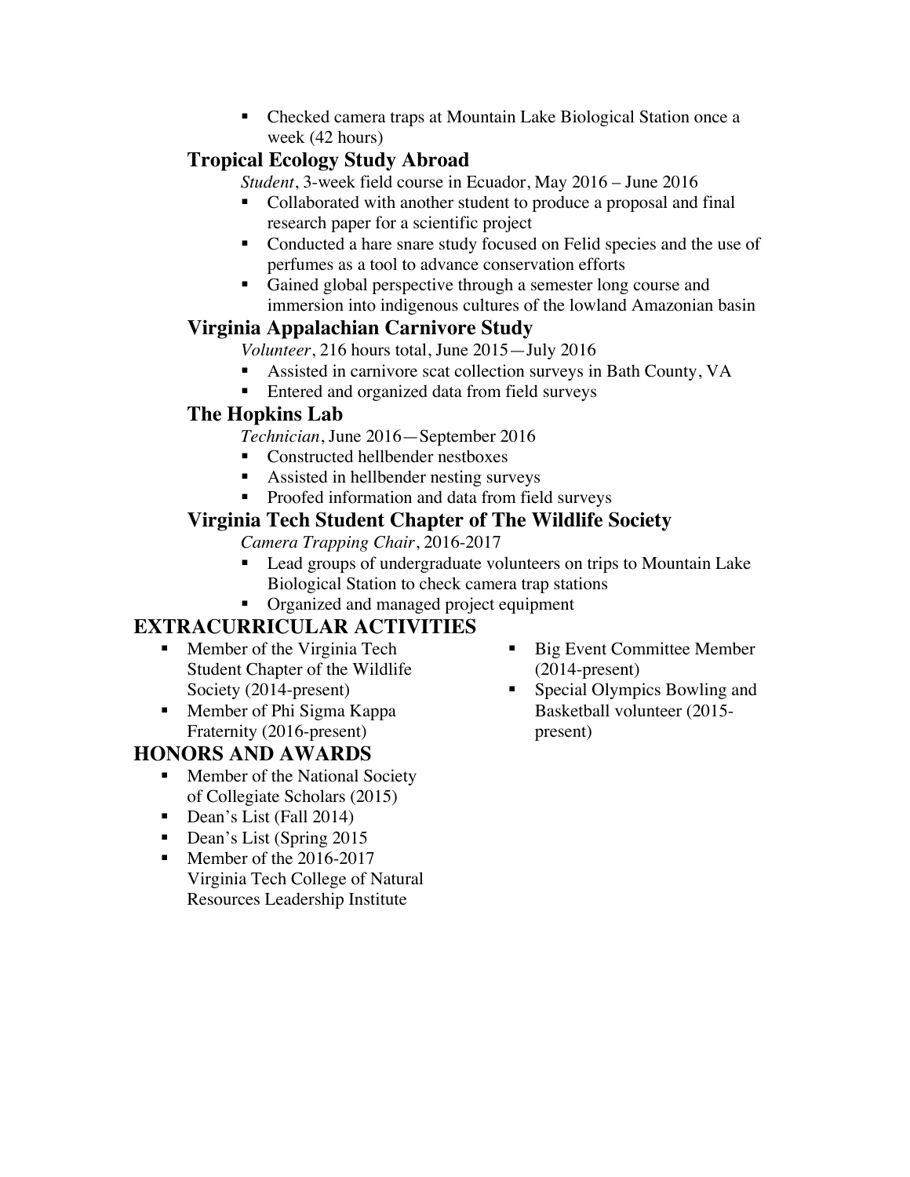- Checked camera traps at Mountain Lake Biological Station once a week (42 hours)

### Tropical Ecology Study Abroad

*Student*, 3-week field course in Ecuador, May 2016 – June 2016

- Collaborated with another student to produce a proposal and final research paper for a scientific project
- Conducted a hare snare study focused on Felid species and the use of perfumes as a tool to advance conservation efforts
- Gained global perspective through a semester long course and immersion into indigenous cultures of the lowland Amazonian basin

### Virginia Appalachian Carnivore Study

*Volunteer*, 216 hours total, June 2015—July 2016

- Assisted in carnivore scat collection surveys in Bath County, VA
- Entered and organized data from field surveys

### The Hopkins Lab

*Technician*, June 2016—September 2016

- Constructed hellbender nestboxes
- Assisted in hellbender nesting surveys
- Proofed information and data from field surveys

### Virginia Tech Student Chapter of The Wildlife Society

*Camera Trapping Chair*, 2016-2017

- Lead groups of undergraduate volunteers on trips to Mountain Lake Biological Station to check camera trap stations
- Organized and managed project equipment

## EXTRACURRICULAR ACTIVITIES

- Member of the Virginia Tech Student Chapter of the Wildlife Society (2014-present)
- Member of Phi Sigma Kappa Fraternity (2016-present)
- Big Event Committee Member (2014-present)
- Special Olympics Bowling and Basketball volunteer (2015-present)

## HONORS AND AWARDS

- Member of the National Society of Collegiate Scholars (2015)
- Dean's List (Fall 2014)
- Dean's List (Spring 2015
- Member of the 2016-2017 Virginia Tech College of Natural Resources Leadership Institute